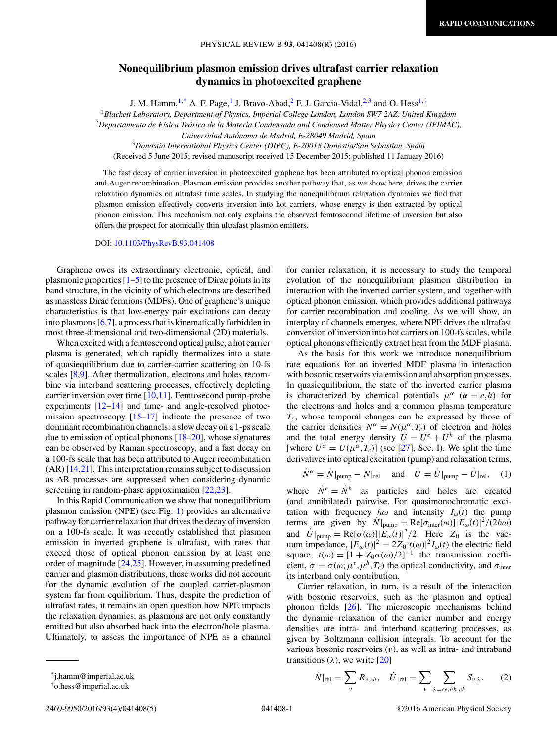# Nonequilibrium plasmon emission drives ultrafast carrier relaxation dynamics in photoexcited graphene

J. M. Hamm,[1,*] A. F. Page,[1] J. Bravo-Abad,[2] F. J. Garcia-Vidal,[2,3] and O. Hess[1,†]

[1]*Blackett Laboratory, Department of Physics, Imperial College London, London SW7 2AZ, United Kingdom*

[2]*Departamento de Física Teórica de la Materia Condensada and Condensed Matter Physics Center (IFIMAC), Universidad Autónoma de Madrid, E-28049 Madrid, Spain*

[3]*Donostia International Physics Center (DIPC), E-20018 Donostia/San Sebastian, Spain*

(Received 5 June 2015; revised manuscript received 15 December 2015; published 11 January 2016)

The fast decay of carrier inversion in photoexcited graphene has been attributed to optical phonon emission and Auger recombination. Plasmon emission provides another pathway that, as we show here, drives the carrier relaxation dynamics on ultrafast time scales. In studying the nonequilibrium relaxation dynamics we find that plasmon emission effectively converts inversion into hot carriers, whose energy is then extracted by optical phonon emission. This mechanism not only explains the observed femtosecond lifetime of inversion but also offers the prospect for atomically thin ultrafast plasmon emitters.

DOI: 10.1103/PhysRevB.93.041408

Graphene owes its extraordinary electronic, optical, and plasmonic properties [1–5] to the presence of Dirac points in its band structure, in the vicinity of which electrons are described as massless Dirac fermions (MDFs). One of graphene's unique characteristics is that low-energy pair excitations can decay into plasmons [6,7], a process that is kinematically forbidden in most three-dimensional and two-dimensional (2D) materials.

When excited with a femtosecond optical pulse, a hot carrier plasma is generated, which rapidly thermalizes into a state of quasiequilibrium due to carrier-carrier scattering on 10-fs scales [8,9]. After thermalization, electrons and holes recombine via interband scattering processes, effectively depleting carrier inversion over time [10,11]. Femtosecond pump-probe experiments [12–14] and time- and angle-resolved photoemission spectroscopy [15–17] indicate the presence of two dominant recombination channels: a slow decay on a 1-ps scale due to emission of optical phonons [18–20], whose signatures can be observed by Raman spectroscopy, and a fast decay on a 100-fs scale that has been attributed to Auger recombination (AR) [14,21]. This interpretation remains subject to discussion as AR processes are suppressed when considering dynamic screening in random-phase approximation [22,23].

In this Rapid Communication we show that nonequilibrium plasmon emission (NPE) (see Fig. 1) provides an alternative pathway for carrier relaxation that drives the decay of inversion on a 100-fs scale. It was recently established that plasmon emission in inverted graphene is ultrafast, with rates that exceed those of optical phonon emission by at least one order of magnitude [24,25]. However, in assuming predefined carrier and plasmon distributions, these works did not account for the dynamic evolution of the coupled carrier-plasmon system far from equilibrium. Thus, despite the prediction of ultrafast rates, it remains an open question how NPE impacts the relaxation dynamics, as plasmons are not only constantly emitted but also absorbed back into the electron/hole plasma. Ultimately, to assess the importance of NPE as a channel for carrier relaxation, it is necessary to study the temporal evolution of the nonequilibrium plasmon distribution in interaction with the inverted carrier system, and together with optical phonon emission, which provides additional pathways for carrier recombination and cooling. As we will show, an interplay of channels emerges, where NPE drives the ultrafast conversion of inversion into hot carriers on 100-fs scales, while optical phonons efficiently extract heat from the MDF plasma.

As the basis for this work we introduce nonequilibrium rate equations for an inverted MDF plasma in interaction with bosonic reservoirs via emission and absorption processes. In quasiequilibrium, the state of the inverted carrier plasma is characterized by chemical potentials $\mu^\alpha$ ($\alpha = e,h$) for the electrons and holes and a common plasma temperature $T_c$, whose temporal changes can be expressed by those of the carrier densities $N^\alpha = N(\mu^\alpha, T_c)$ of electron and holes and the total energy density $U = U^e + U^h$ of the plasma [where $U^\alpha = U(\mu^\alpha, T_c)$] (see [27], Sec. I). We split the time derivatives into optical excitation (pump) and relaxation terms,

$$\dot{N}^\alpha = \dot{N}|_{\text{pump}} - \dot{N}|_{\text{rel}} \quad \text{and} \quad \dot{U} = \dot{U}|_{\text{pump}} - \dot{U}|_{\text{rel}}, \quad (1)$$

where $\dot{N}^e = \dot{N}^h$ as particles and holes are created (and annihilated) pairwise. For quasimonochromatic excitation with frequency $\hbar\omega$ and intensity $I_\omega(t)$ the pump terms are given by $\dot{N}|_{\text{pump}} = \text{Re}[\sigma_{\text{inter}}(\omega)]|E_\omega(t)|^2/(2\hbar\omega)$ and $\dot{U}|_{\text{pump}} = \text{Re}[\sigma(\omega)]|E_\omega(t)|^2/2$. Here $Z_0$ is the vacuum impedance, $|E_\omega(t)|^2 = 2Z_0|t(\omega)|^2 I_\omega(t)$ the electric field square, $t(\omega) = [1 + Z_0\sigma(\omega)/2]^{-1}$ the transmission coefficient, $\sigma = \sigma(\omega; \mu^e, \mu^h, T_c)$ the optical conductivity, and $\sigma_{\text{inter}}$ its interband only contribution.

Carrier relaxation, in turn, is a result of the interaction with bosonic reservoirs, such as the plasmon and optical phonon fields [26]. The microscopic mechanisms behind the dynamic relaxation of the carrier number and energy densities are intra- and interband scattering processes, as given by Boltzmann collision integrals. To account for the various bosonic reservoirs ($\nu$), as well as intra- and intraband transitions ($\lambda$), we write [20]

$$\dot{N}|_{\text{rel}} = \sum_\nu R_{\nu,eh}, \quad \dot{U}|_{\text{rel}} = \sum_\nu \sum_{\lambda=ee,hh,eh} S_{\nu,\lambda}. \quad (2)$$

---

*j.hamm@imperial.ac.uk

†o.hess@imperial.ac.uk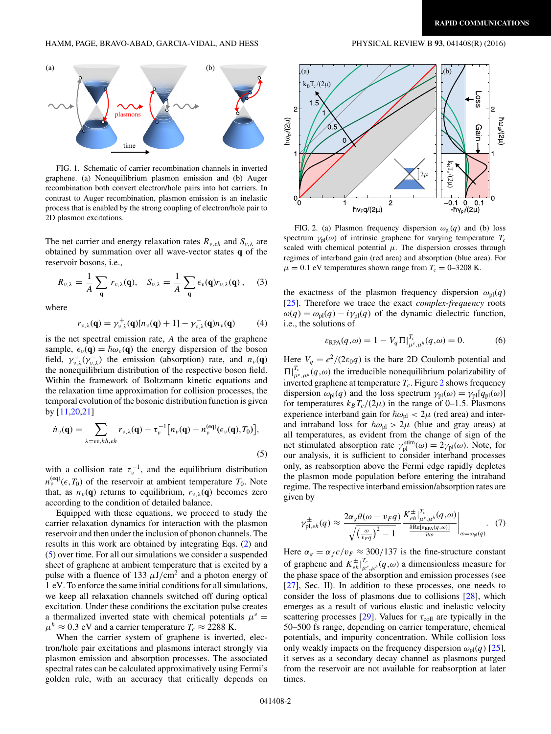FIG. 1. Schematic of carrier recombination channels in inverted graphene. (a) Nonequilibrium plasmon emission and (b) Auger recombination both convert electron/hole pairs into hot carriers. In contrast to Auger recombination, plasmon emission is an inelastic process that is enabled by the strong coupling of electron/hole pair to 2D plasmon excitations.

The net carrier and energy relaxation rates $R_{\nu,eh}$ and $S_{\nu,\lambda}$ are obtained by summation over all wave-vector states $\mathbf{q}$ of the reservoir bosons, i.e.,

$$R_{\nu,\lambda} = \frac{1}{A}\sum_{\mathbf{q}} r_{\nu,\lambda}(\mathbf{q}), \quad S_{\nu,\lambda} = \frac{1}{A}\sum_{\mathbf{q}} \epsilon_{\nu}(\mathbf{q}) r_{\nu,\lambda}(\mathbf{q})\,, \tag{3}$$

where

$$r_{\nu,\lambda}(\mathbf{q}) = \gamma^{+}_{\nu,\lambda}(\mathbf{q})[n_{\nu}(\mathbf{q})+1] - \gamma^{-}_{\nu,\lambda}(\mathbf{q}) n_{\nu}(\mathbf{q}) \tag{4}$$

is the net spectral emission rate, $A$ the area of the graphene sample, $\epsilon_{\nu}(\mathbf{q}) = \hbar\omega_{\nu}(\mathbf{q})$ the energy dispersion of the boson field, $\gamma^{+}_{\nu,\lambda}$ ($\gamma^{-}_{\nu,\lambda}$) the emission (absorption) rate, and $n_{\nu}(\mathbf{q})$ the nonequilibrium distribution of the respective boson field. Within the framework of Boltzmann kinetic equations and the relaxation time approximation for collision processes, the temporal evolution of the bosonic distribution function is given by [11,20,21]

$$\dot{n}_{\nu}(\mathbf{q}) = \sum_{\lambda=ee,hh,eh} r_{\nu,\lambda}(\mathbf{q}) - \tau_{\nu}^{-1}\big[n_{\nu}(\mathbf{q}) - n_{\nu}^{(\mathrm{eq})}(\epsilon_{\nu}(\mathbf{q}),T_0)\big], \tag{5}$$

with a collision rate $\tau_{\nu}^{-1}$, and the equilibrium distribution $n_{\nu}^{(\mathrm{eq})}(\epsilon,T_0)$ of the reservoir at ambient temperature $T_0$. Note that, as $n_{\nu}(\mathbf{q})$ returns to equilibrium, $r_{\nu,\lambda}(\mathbf{q})$ becomes zero according to the condition of detailed balance.

Equipped with these equations, we proceed to study the carrier relaxation dynamics for interaction with the plasmon reservoir and then under the inclusion of phonon channels. The results in this work are obtained by integrating Eqs. (2) and (5) over time. For all our simulations we consider a suspended sheet of graphene at ambient temperature that is excited by a pulse with a fluence of 133 $\mu$J/cm$^2$ and a photon energy of 1 eV. To enforce the same initial conditions for all simulations, we keep all relaxation channels switched off during optical excitation. Under these conditions the excitation pulse creates a thermalized inverted state with chemical potentials $\mu^e = \mu^h \approx 0.3$ eV and a carrier temperature $T_c \approx 2288$ K.

When the carrier system of graphene is inverted, electron/hole pair excitations and plasmons interact strongly via plasmon emission and absorption processes. The associated spectral rates can be calculated approximately using Fermi's golden rule, with an accuracy that critically depends on the exactness of the plasmon frequency dispersion $\omega_{\mathrm{pl}}(q)$ [25]. Therefore we trace the exact *complex-frequency* roots $\omega(q) = \omega_{\mathrm{pl}}(q) - i\gamma_{\mathrm{pl}}(q)$ of the dynamic dielectric function, i.e., the solutions of

$$\varepsilon_{\mathrm{RPA}}(q,\omega) = 1 - V_q\,\Pi|^{T_c}_{\mu^e,\mu^h}(q,\omega) = 0. \tag{6}$$

Here $V_q = e^2/(2\varepsilon_0 q)$ is the bare 2D Coulomb potential and $\Pi|^{T_c}_{\mu^e,\mu^h}(q,\omega)$ the irreducible nonequilibrium polarizability of inverted graphene at temperature $T_c$. Figure 2 shows frequency dispersion $\omega_{\mathrm{pl}}(q)$ and the loss spectrum $\gamma_{\mathrm{pl}}(\omega) = \gamma_{\mathrm{pl}}[q_{\mathrm{pl}}(\omega)]$ for temperatures $k_B T_c/(2\mu)$ in the range of 0–1.5. Plasmons experience interband gain for $\hbar\omega_{\mathrm{pl}} < 2\mu$ (red area) and inter- and intraband loss for $\hbar\omega_{\mathrm{pl}} > 2\mu$ (blue and gray areas) at all temperatures, as evident from the change of sign of the net stimulated absorption rate $\gamma^{\mathrm{stim}}_{\mathrm{pl}}(\omega) = 2\gamma_{\mathrm{pl}}(\omega)$. Note, for our analysis, it is sufficient to consider interband processes only, as reabsorption above the Fermi edge rapidly depletes the plasmon mode population before entering the intraband regime. The respective interband emission/absorption rates are given by

$$\gamma^{\pm}_{\mathrm{pl},eh}(q) \approx \frac{2\alpha_g \theta(\omega - v_F q)}{\sqrt{\left(\frac{\omega}{v_F q}\right)^2 - 1}} \left.\frac{K^{\pm}_{eh}|^{T_c}_{\mu^e,\mu^h}(q,\omega)}{\frac{\partial \mathrm{Re}[\varepsilon_{\mathrm{RPA}}(q,\omega)]}{\partial\omega}}\right|_{\omega=\omega_{\mathrm{pl}}(q)}. \tag{7}$$

Here $\alpha_g = \alpha_f c/v_F \approx 300/137$ is the fine-structure constant of graphene and $K^{\pm}_{eh}|^{T_c}_{\mu^e,\mu^h}(q,\omega)$ a dimensionless measure for the phase space of the absorption and emission processes (see [27], Sec. II). In addition to these processes, one needs to consider the loss of plasmons due to collisions [28], which emerges as a result of various elastic and inelastic velocity scattering processes [29]. Values for $\tau_{\mathrm{coll}}$ are typically in the 50–500 fs range, depending on carrier temperature, chemical potentials, and impurity concentration. While collision loss only weakly impacts on the frequency dispersion $\omega_{\mathrm{pl}}(q)$ [25], it serves as a secondary decay channel as plasmons purged from the reservoir are not available for reabsorption at later times.

FIG. 2. (a) Plasmon frequency dispersion $\omega_{\mathrm{pl}}(q)$ and (b) loss spectrum $\gamma_{\mathrm{pl}}(\omega)$ of intrinsic graphene for varying temperature $T_c$ scaled with chemical potential $\mu$. The dispersion crosses through regimes of interband gain (red area) and absorption (blue area). For $\mu = 0.1$ eV temperatures shown range from $T_c = 0$–3208 K.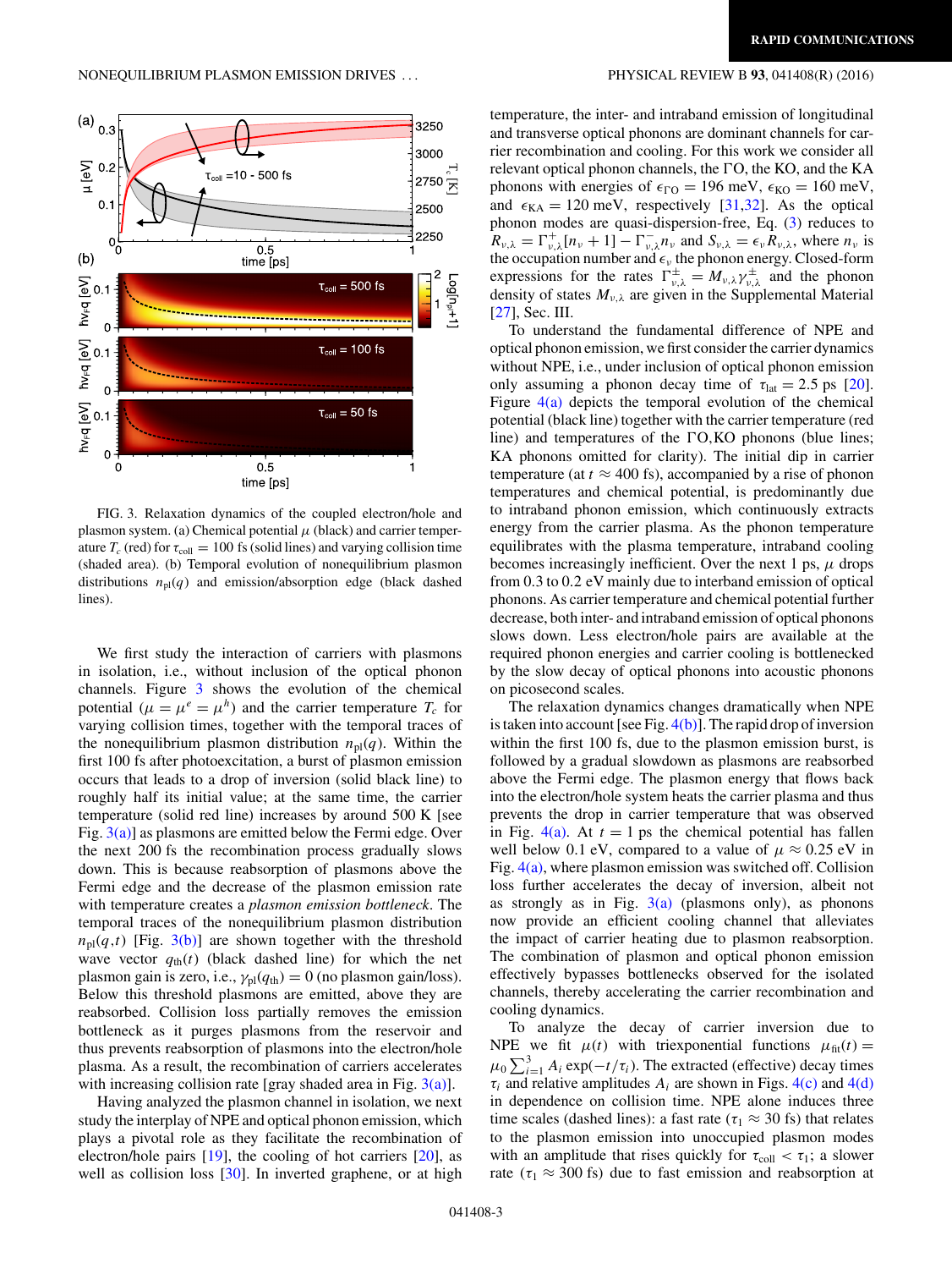FIG. 3. Relaxation dynamics of the coupled electron/hole and plasmon system. (a) Chemical potential $\mu$ (black) and carrier temperature $T_c$ (red) for $\tau_{\text{coll}} = 100$ fs (solid lines) and varying collision time (shaded area). (b) Temporal evolution of nonequilibrium plasmon distributions $n_{\text{pl}}(q)$ and emission/absorption edge (black dashed lines).

We first study the interaction of carriers with plasmons in isolation, i.e., without inclusion of the optical phonon channels. Figure 3 shows the evolution of the chemical potential ($\mu = \mu^e = \mu^h$) and the carrier temperature $T_c$ for varying collision times, together with the temporal traces of the nonequilibrium plasmon distribution $n_{\text{pl}}(q)$. Within the first 100 fs after photoexcitation, a burst of plasmon emission occurs that leads to a drop of inversion (solid black line) to roughly half its initial value; at the same time, the carrier temperature (solid red line) increases by around 500 K [see Fig. 3(a)] as plasmons are emitted below the Fermi edge. Over the next 200 fs the recombination process gradually slows down. This is because reabsorption of plasmons above the Fermi edge and the decrease of the plasmon emission rate with temperature creates a *plasmon emission bottleneck*. The temporal traces of the nonequilibrium plasmon distribution $n_{\text{pl}}(q,t)$ [Fig. 3(b)] are shown together with the threshold wave vector $q_{\text{th}}(t)$ (black dashed line) for which the net plasmon gain is zero, i.e., $\gamma_{\text{pl}}(q_{\text{th}}) = 0$ (no plasmon gain/loss). Below this threshold plasmons are emitted, above they are reabsorbed. Collision loss partially removes the emission bottleneck as it purges plasmons from the reservoir and thus prevents reabsorption of plasmons into the electron/hole plasma. As a result, the recombination of carriers accelerates with increasing collision rate [gray shaded area in Fig. 3(a)].

Having analyzed the plasmon channel in isolation, we next study the interplay of NPE and optical phonon emission, which plays a pivotal role as they facilitate the recombination of electron/hole pairs [19], the cooling of hot carriers [20], as well as collision loss [30]. In inverted graphene, or at high temperature, the inter- and intraband emission of longitudinal and transverse optical phonons are dominant channels for carrier recombination and cooling. For this work we consider all relevant optical phonon channels, the $\Gamma$O, the KO, and the KA phonons with energies of $\epsilon_{\Gamma\text{O}} = 196$ meV, $\epsilon_{\text{KO}} = 160$ meV, and $\epsilon_{\text{KA}} = 120$ meV, respectively [31,32]. As the optical phonon modes are quasi-dispersion-free, Eq. (3) reduces to $R_{\nu,\lambda} = \Gamma^{+}_{\nu,\lambda}[n_\nu + 1] - \Gamma^{-}_{\nu,\lambda} n_\nu$ and $S_{\nu,\lambda} = \epsilon_\nu R_{\nu,\lambda}$, where $n_\nu$ is the occupation number and $\epsilon_\nu$ the phonon energy. Closed-form expressions for the rates $\Gamma^{\pm}_{\nu,\lambda} = M_{\nu,\lambda}\gamma^{\pm}_{\nu,\lambda}$ and the phonon density of states $M_{\nu,\lambda}$ are given in the Supplemental Material [27], Sec. III.

To understand the fundamental difference of NPE and optical phonon emission, we first consider the carrier dynamics without NPE, i.e., under inclusion of optical phonon emission only assuming a phonon decay time of $\tau_{\text{lat}} = 2.5$ ps [20]. Figure 4(a) depicts the temporal evolution of the chemical potential (black line) together with the carrier temperature (red line) and temperatures of the $\Gamma$O,KO phonons (blue lines; KA phonons omitted for clarity). The initial dip in carrier temperature (at $t \approx 400$ fs), accompanied by a rise of phonon temperatures and chemical potential, is predominantly due to intraband phonon emission, which continuously extracts energy from the carrier plasma. As the phonon temperature equilibrates with the plasma temperature, intraband cooling becomes increasingly inefficient. Over the next 1 ps, $\mu$ drops from 0.3 to 0.2 eV mainly due to interband emission of optical phonons. As carrier temperature and chemical potential further decrease, both inter- and intraband emission of optical phonons slows down. Less electron/hole pairs are available at the required phonon energies and carrier cooling is bottlenecked by the slow decay of optical phonons into acoustic phonons on picosecond scales.

The relaxation dynamics changes dramatically when NPE is taken into account [see Fig. 4(b)]. The rapid drop of inversion within the first 100 fs, due to the plasmon emission burst, is followed by a gradual slowdown as plasmons are reabsorbed above the Fermi edge. The plasmon energy that flows back into the electron/hole system heats the carrier plasma and thus prevents the drop in carrier temperature that was observed in Fig. 4(a). At $t = 1$ ps the chemical potential has fallen well below 0.1 eV, compared to a value of $\mu \approx 0.25$ eV in Fig. 4(a), where plasmon emission was switched off. Collision loss further accelerates the decay of inversion, albeit not as strongly as in Fig. 3(a) (plasmons only), as phonons now provide an efficient cooling channel that alleviates the impact of carrier heating due to plasmon reabsorption. The combination of plasmon and optical phonon emission effectively bypasses bottlenecks observed for the isolated channels, thereby accelerating the carrier recombination and cooling dynamics.

To analyze the decay of carrier inversion due to NPE we fit $\mu(t)$ with triexponential functions $\mu_{\text{fit}}(t) = \mu_0 \sum_{i=1}^{3} A_i \exp(-t/\tau_i)$. The extracted (effective) decay times $\tau_i$ and relative amplitudes $A_i$ are shown in Figs. 4(c) and 4(d) in dependence on collision time. NPE alone induces three time scales (dashed lines): a fast rate ($\tau_1 \approx 30$ fs) that relates to the plasmon emission into unoccupied plasmon modes with an amplitude that rises quickly for $\tau_{\text{coll}} < \tau_1$; a slower rate ($\tau_1 \approx 300$ fs) due to fast emission and reabsorption at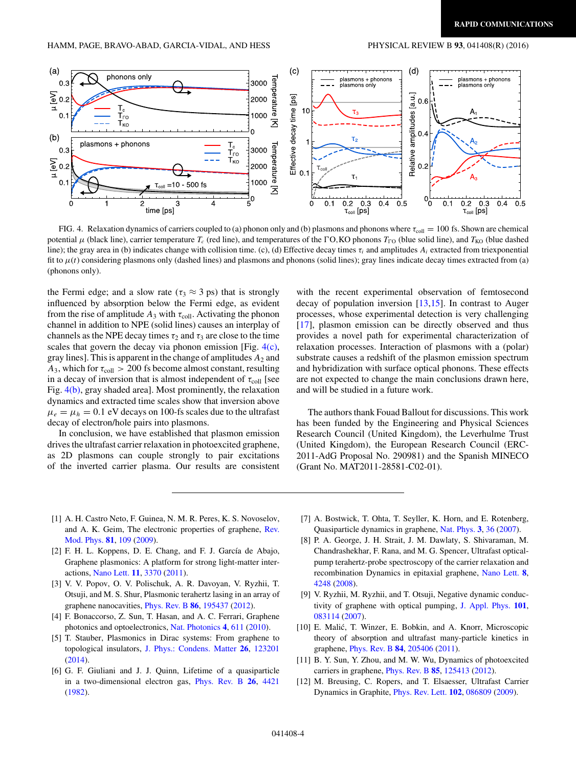FIG. 4. Relaxation dynamics of carriers coupled to (a) phonon only and (b) plasmons and phonons where $\tau_{\rm coll} = 100$ fs. Shown are chemical potential $\mu$ (black line), carrier temperature $T_c$ (red line), and temperatures of the ΓO,KO phonons $T_{\Gamma O}$ (blue solid line), and $T_{\rm KO}$ (blue dashed line); the gray area in (b) indicates change with collision time. (c), (d) Effective decay times $\tau_i$ and amplitudes $A_i$ extracted from triexponential fit to $\mu(t)$ considering plasmons only (dashed lines) and plasmons and phonons (solid lines); gray lines indicate decay times extracted from (a) (phonons only).

the Fermi edge; and a slow rate ($\tau_3 \approx 3$ ps) that is strongly influenced by absorption below the Fermi edge, as evident from the rise of amplitude $A_3$ with $\tau_{\rm coll}$. Activating the phonon channel in addition to NPE (solid lines) causes an interplay of channels as the NPE decay times $\tau_2$ and $\tau_3$ are close to the time scales that govern the decay via phonon emission [Fig. 4(c), gray lines]. This is apparent in the change of amplitudes $A_2$ and $A_3$, which for $\tau_{\rm coll} > 200$ fs become almost constant, resulting in a decay of inversion that is almost independent of $\tau_{\rm coll}$ [see Fig. 4(b), gray shaded area]. Most prominently, the relaxation dynamics and extracted time scales show that inversion above $\mu_e = \mu_h = 0.1$ eV decays on 100-fs scales due to the ultrafast decay of electron/hole pairs into plasmons.

In conclusion, we have established that plasmon emission drives the ultrafast carrier relaxation in photoexcited graphene, as 2D plasmons can couple strongly to pair excitations of the inverted carrier plasma. Our results are consistent with the recent experimental observation of femtosecond decay of population inversion [13,15]. In contrast to Auger processes, whose experimental detection is very challenging [17], plasmon emission can be directly observed and thus provides a novel path for experimental characterization of relaxation processes. Interaction of plasmons with a (polar) substrate causes a redshift of the plasmon emission spectrum and hybridization with surface optical phonons. These effects are not expected to change the main conclusions drawn here, and will be studied in a future work.

The authors thank Fouad Ballout for discussions. This work has been funded by the Engineering and Physical Sciences Research Council (United Kingdom), the Leverhulme Trust (United Kingdom), the European Research Council (ERC-2011-AdG Proposal No. 290981) and the Spanish MINECO (Grant No. MAT2011-28581-C02-01).

---

[1] A. H. Castro Neto, F. Guinea, N. M. R. Peres, K. S. Novoselov, and A. K. Geim, The electronic properties of graphene, Rev. Mod. Phys. **81**, 109 (2009).

[2] F. H. L. Koppens, D. E. Chang, and F. J. García de Abajo, Graphene plasmonics: A platform for strong light-matter interactions, Nano Lett. **11**, 3370 (2011).

[3] V. V. Popov, O. V. Polischuk, A. R. Davoyan, V. Ryzhii, T. Otsuji, and M. S. Shur, Plasmonic terahertz lasing in an array of graphene nanocavities, Phys. Rev. B **86**, 195437 (2012).

[4] F. Bonaccorso, Z. Sun, T. Hasan, and A. C. Ferrari, Graphene photonics and optoelectronics, Nat. Photonics **4**, 611 (2010).

[5] T. Stauber, Plasmonics in Dirac systems: From graphene to topological insulators, J. Phys.: Condens. Matter **26**, 123201 (2014).

[6] G. F. Giuliani and J. J. Quinn, Lifetime of a quasiparticle in a two-dimensional electron gas, Phys. Rev. B **26**, 4421 (1982).

[7] A. Bostwick, T. Ohta, T. Seyller, K. Horn, and E. Rotenberg, Quasiparticle dynamics in graphene, Nat. Phys. **3**, 36 (2007).

[8] P. A. George, J. H. Strait, J. M. Dawlaty, S. Shivaraman, M. Chandrashekhar, F. Rana, and M. G. Spencer, Ultrafast optical-pump terahertz-probe spectroscopy of the carrier relaxation and recombination Dynamics in epitaxial graphene, Nano Lett. **8**, 4248 (2008).

[9] V. Ryzhii, M. Ryzhii, and T. Otsuji, Negative dynamic conductivity of graphene with optical pumping, J. Appl. Phys. **101**, 083114 (2007).

[10] E. Malić, T. Winzer, E. Bobkin, and A. Knorr, Microscopic theory of absorption and ultrafast many-particle kinetics in graphene, Phys. Rev. B **84**, 205406 (2011).

[11] B. Y. Sun, Y. Zhou, and M. W. Wu, Dynamics of photoexcited carriers in graphene, Phys. Rev. B **85**, 125413 (2012).

[12] M. Breusing, C. Ropers, and T. Elsaesser, Ultrafast Carrier Dynamics in Graphite, Phys. Rev. Lett. **102**, 086809 (2009).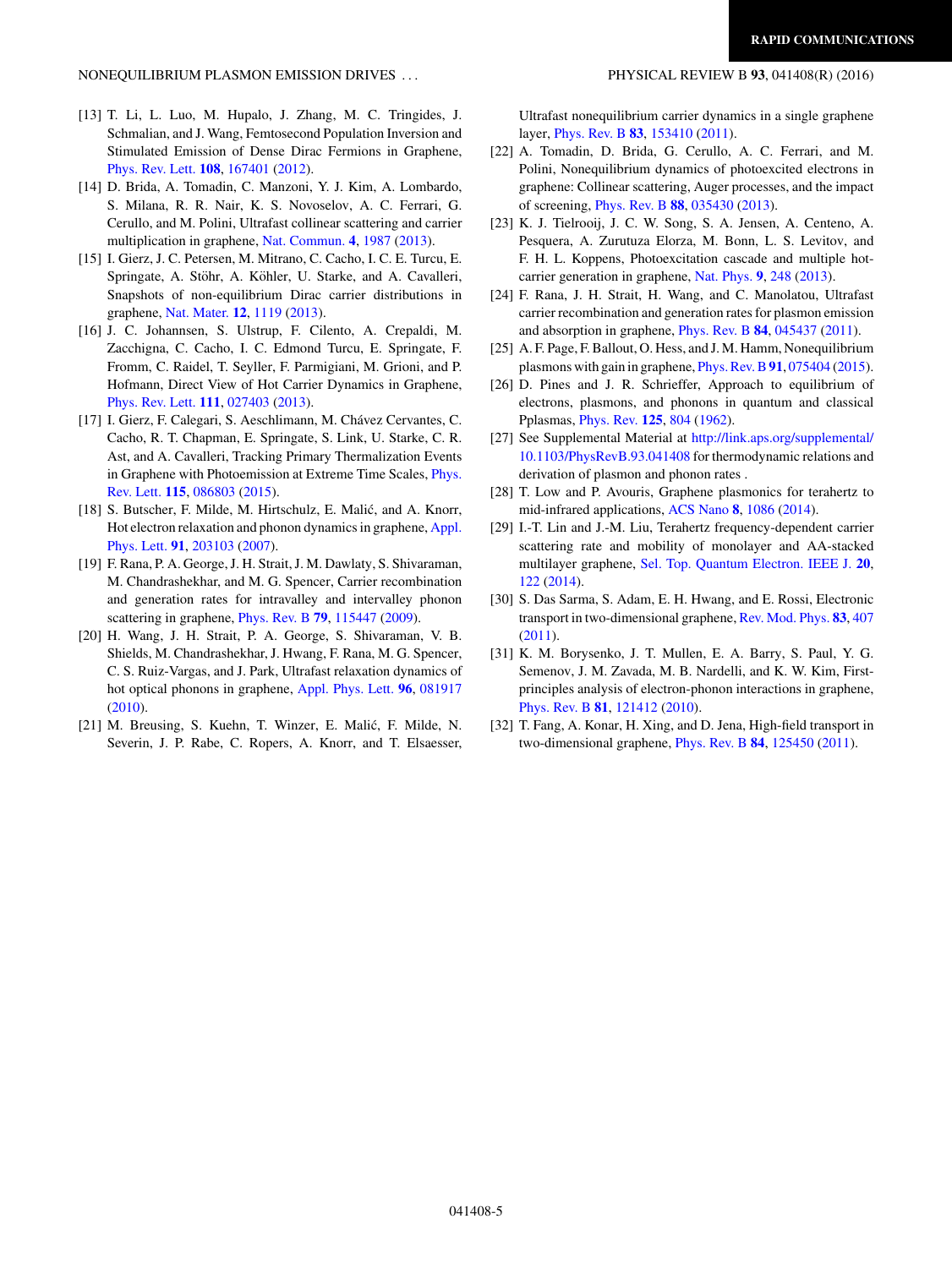[13] T. Li, L. Luo, M. Hupalo, J. Zhang, M. C. Tringides, J. Schmalian, and J. Wang, Femtosecond Population Inversion and Stimulated Emission of Dense Dirac Fermions in Graphene, Phys. Rev. Lett. **108**, 167401 (2012).

[14] D. Brida, A. Tomadin, C. Manzoni, Y. J. Kim, A. Lombardo, S. Milana, R. R. Nair, K. S. Novoselov, A. C. Ferrari, G. Cerullo, and M. Polini, Ultrafast collinear scattering and carrier multiplication in graphene, Nat. Commun. **4**, 1987 (2013).

[15] I. Gierz, J. C. Petersen, M. Mitrano, C. Cacho, I. C. E. Turcu, E. Springate, A. Stöhr, A. Köhler, U. Starke, and A. Cavalleri, Snapshots of non-equilibrium Dirac carrier distributions in graphene, Nat. Mater. **12**, 1119 (2013).

[16] J. C. Johannsen, S. Ulstrup, F. Cilento, A. Crepaldi, M. Zacchigna, C. Cacho, I. C. Edmond Turcu, E. Springate, F. Fromm, C. Raidel, T. Seyller, F. Parmigiani, M. Grioni, and P. Hofmann, Direct View of Hot Carrier Dynamics in Graphene, Phys. Rev. Lett. **111**, 027403 (2013).

[17] I. Gierz, F. Calegari, S. Aeschlimann, M. Chávez Cervantes, C. Cacho, R. T. Chapman, E. Springate, S. Link, U. Starke, C. R. Ast, and A. Cavalleri, Tracking Primary Thermalization Events in Graphene with Photoemission at Extreme Time Scales, Phys. Rev. Lett. **115**, 086803 (2015).

[18] S. Butscher, F. Milde, M. Hirtschulz, E. Malić, and A. Knorr, Hot electron relaxation and phonon dynamics in graphene, Appl. Phys. Lett. **91**, 203103 (2007).

[19] F. Rana, P. A. George, J. H. Strait, J. M. Dawlaty, S. Shivaraman, M. Chandrashekhar, and M. G. Spencer, Carrier recombination and generation rates for intravalley and intervalley phonon scattering in graphene, Phys. Rev. B **79**, 115447 (2009).

[20] H. Wang, J. H. Strait, P. A. George, S. Shivaraman, V. B. Shields, M. Chandrashekhar, J. Hwang, F. Rana, M. G. Spencer, C. S. Ruiz-Vargas, and J. Park, Ultrafast relaxation dynamics of hot optical phonons in graphene, Appl. Phys. Lett. **96**, 081917 (2010).

[21] M. Breusing, S. Kuehn, T. Winzer, E. Malić, F. Milde, N. Severin, J. P. Rabe, C. Ropers, A. Knorr, and T. Elsaesser, Ultrafast nonequilibrium carrier dynamics in a single graphene layer, Phys. Rev. B **83**, 153410 (2011).

[22] A. Tomadin, D. Brida, G. Cerullo, A. C. Ferrari, and M. Polini, Nonequilibrium dynamics of photoexcited electrons in graphene: Collinear scattering, Auger processes, and the impact of screening, Phys. Rev. B **88**, 035430 (2013).

[23] K. J. Tielrooij, J. C. W. Song, S. A. Jensen, A. Centeno, A. Pesquera, A. Zurutuza Elorza, M. Bonn, L. S. Levitov, and F. H. L. Koppens, Photoexcitation cascade and multiple hot-carrier generation in graphene, Nat. Phys. **9**, 248 (2013).

[24] F. Rana, J. H. Strait, H. Wang, and C. Manolatou, Ultrafast carrier recombination and generation rates for plasmon emission and absorption in graphene, Phys. Rev. B **84**, 045437 (2011).

[25] A. F. Page, F. Ballout, O. Hess, and J. M. Hamm, Nonequilibrium plasmons with gain in graphene, Phys. Rev. B **91**, 075404 (2015).

[26] D. Pines and J. R. Schrieffer, Approach to equilibrium of electrons, plasmons, and phonons in quantum and classical Pplasmas, Phys. Rev. **125**, 804 (1962).

[27] See Supplemental Material at http://link.aps.org/supplemental/10.1103/PhysRevB.93.041408 for thermodynamic relations and derivation of plasmon and phonon rates .

[28] T. Low and P. Avouris, Graphene plasmonics for terahertz to mid-infrared applications, ACS Nano **8**, 1086 (2014).

[29] I.-T. Lin and J.-M. Liu, Terahertz frequency-dependent carrier scattering rate and mobility of monolayer and AA-stacked multilayer graphene, Sel. Top. Quantum Electron. IEEE J. **20**, 122 (2014).

[30] S. Das Sarma, S. Adam, E. H. Hwang, and E. Rossi, Electronic transport in two-dimensional graphene, Rev. Mod. Phys. **83**, 407 (2011).

[31] K. M. Borysenko, J. T. Mullen, E. A. Barry, S. Paul, Y. G. Semenov, J. M. Zavada, M. B. Nardelli, and K. W. Kim, First-principles analysis of electron-phonon interactions in graphene, Phys. Rev. B **81**, 121412 (2010).

[32] T. Fang, A. Konar, H. Xing, and D. Jena, High-field transport in two-dimensional graphene, Phys. Rev. B **84**, 125450 (2011).